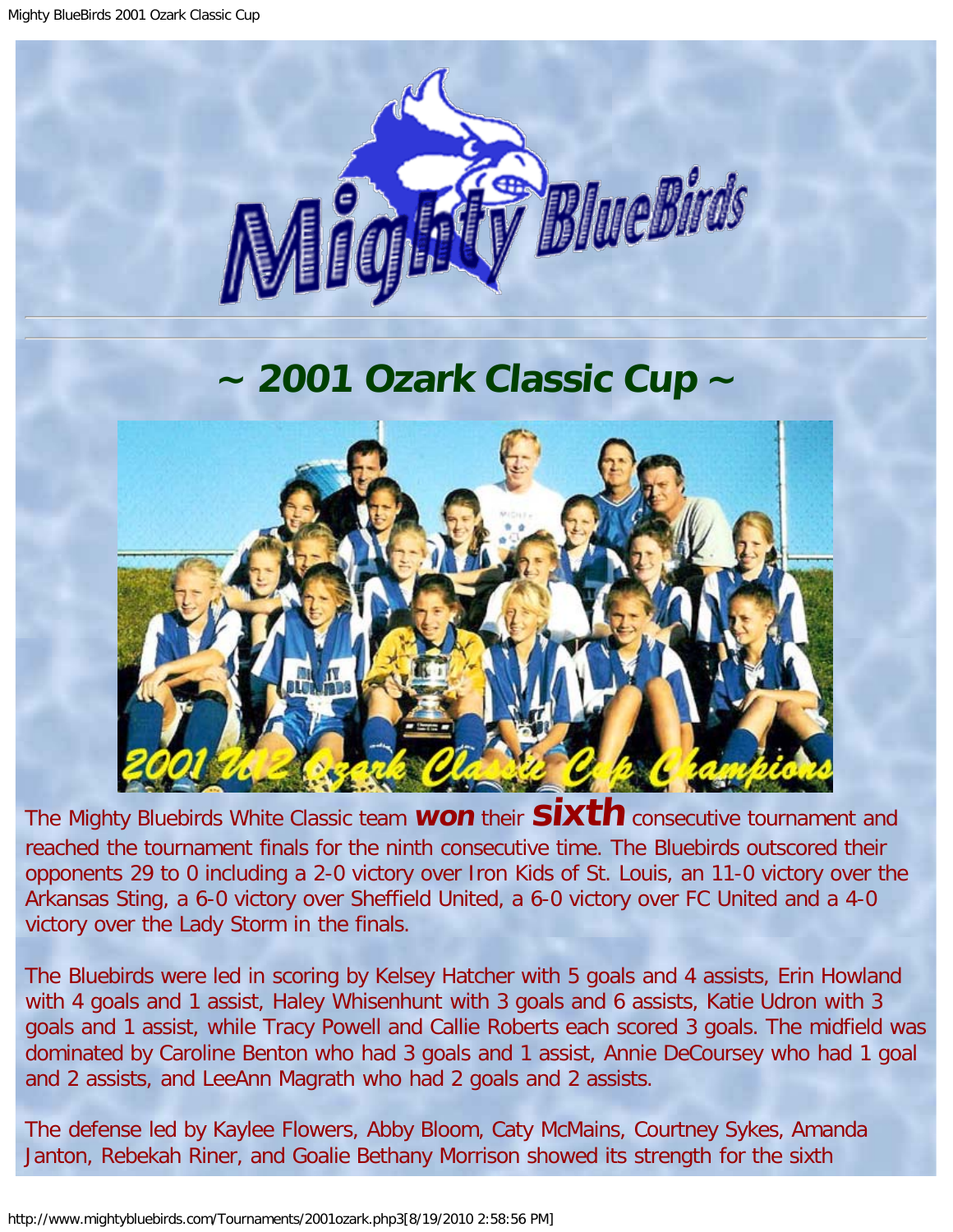# ~ 2001 Ozark Classic Cup ~

The Mighty Bluebirds White Classic team ***won*** their **sixth** consecutive tournament and reached the tournament finals for the ninth consecutive time. The Bluebirds outscored their opponents 29 to 0 including a 2-0 victory over Iron Kids of St. Louis, an 11-0 victory over the Arkansas Sting, a 6-0 victory over Sheffield United, a 6-0 victory over FC United and a 4-0 victory over the Lady Storm in the finals.

The Bluebirds were led in scoring by Kelsey Hatcher with 5 goals and 4 assists, Erin Howland with 4 goals and 1 assist, Haley Whisenhunt with 3 goals and 6 assists, Katie Udron with 3 goals and 1 assist, while Tracy Powell and Callie Roberts each scored 3 goals. The midfield was dominated by Caroline Benton who had 3 goals and 1 assist, Annie DeCoursey who had 1 goal and 2 assists, and LeeAnn Magrath who had 2 goals and 2 assists.

The defense led by Kaylee Flowers, Abby Bloom, Caty McMains, Courtney Sykes, Amanda Janton, Rebekah Riner, and Goalie Bethany Morrison showed its strength for the sixth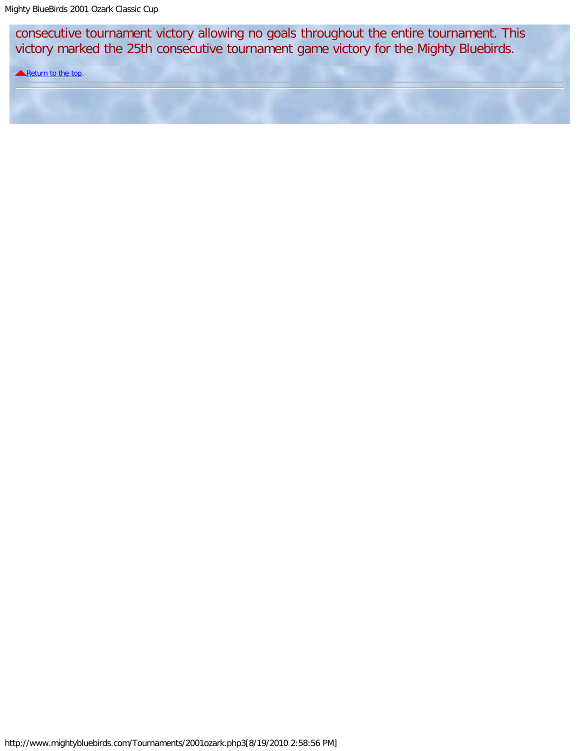consecutive tournament victory allowing no goals throughout the entire tournament. This victory marked the 25th consecutive tournament game victory for the Mighty Bluebirds.

Return to the top.

---

---